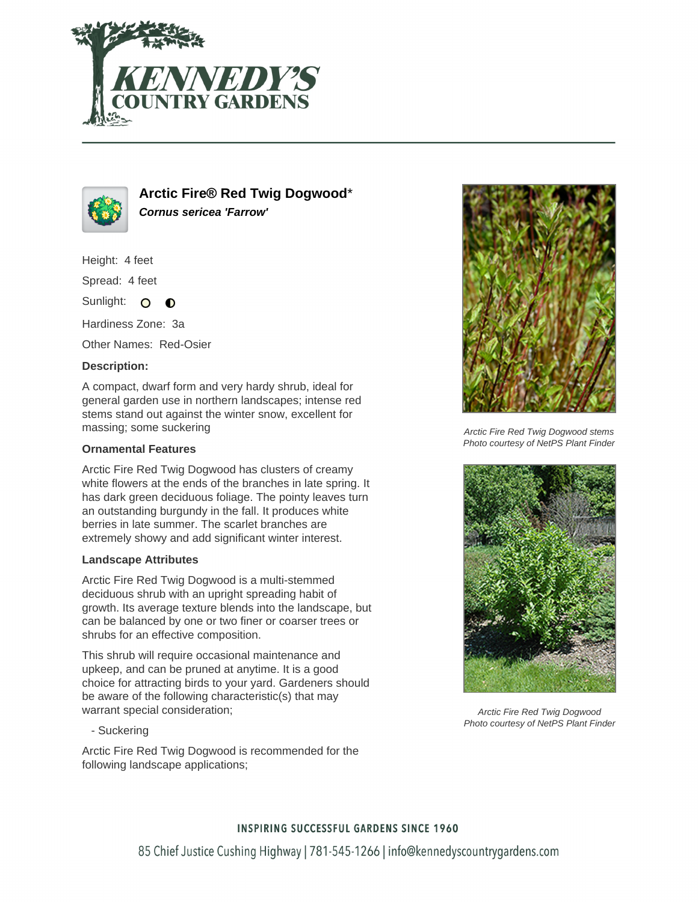# Arctic Fire® Red Twig Dogwood*

***Cornus sericea 'Farrow'***

Height: 4 feet

Spread: 4 feet

Sunlight:

Hardiness Zone: 3a

Other Names: Red-Osier

### Description:

A compact, dwarf form and very hardy shrub, ideal for general garden use in northern landscapes; intense red stems stand out against the winter snow, excellent for massing; some suckering

### Ornamental Features

Arctic Fire Red Twig Dogwood has clusters of creamy white flowers at the ends of the branches in late spring. It has dark green deciduous foliage. The pointy leaves turn an outstanding burgundy in the fall. It produces white berries in late summer. The scarlet branches are extremely showy and add significant winter interest.

### Landscape Attributes

Arctic Fire Red Twig Dogwood is a multi-stemmed deciduous shrub with an upright spreading habit of growth. Its average texture blends into the landscape, but can be balanced by one or two finer or coarser trees or shrubs for an effective composition.

This shrub will require occasional maintenance and upkeep, and can be pruned at anytime. It is a good choice for attracting birds to your yard. Gardeners should be aware of the following characteristic(s) that may warrant special consideration;

- Suckering

Arctic Fire Red Twig Dogwood is recommended for the following landscape applications;

*Arctic Fire Red Twig Dogwood stems*
*Photo courtesy of NetPS Plant Finder*

*Arctic Fire Red Twig Dogwood*
*Photo courtesy of NetPS Plant Finder*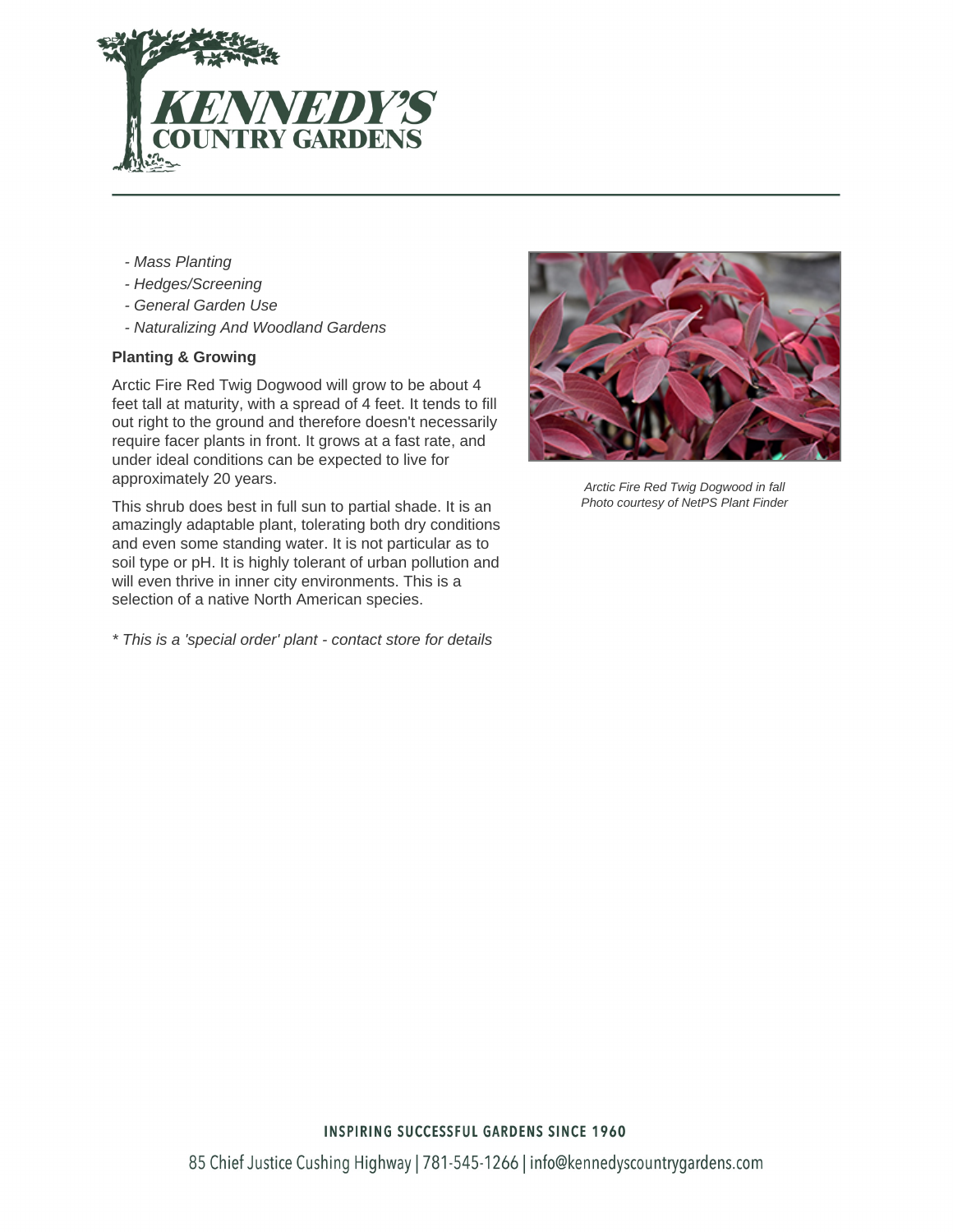- *Mass Planting*
- *Hedges/Screening*
- *General Garden Use*
- *Naturalizing And Woodland Gardens*

**Planting & Growing**

Arctic Fire Red Twig Dogwood will grow to be about 4 feet tall at maturity, with a spread of 4 feet. It tends to fill out right to the ground and therefore doesn't necessarily require facer plants in front. It grows at a fast rate, and under ideal conditions can be expected to live for approximately 20 years.

This shrub does best in full sun to partial shade. It is an amazingly adaptable plant, tolerating both dry conditions and even some standing water. It is not particular as to soil type or pH. It is highly tolerant of urban pollution and will even thrive in inner city environments. This is a selection of a native North American species.

*Arctic Fire Red Twig Dogwood in fall*
*Photo courtesy of NetPS Plant Finder*

*\* This is a 'special order' plant - contact store for details*